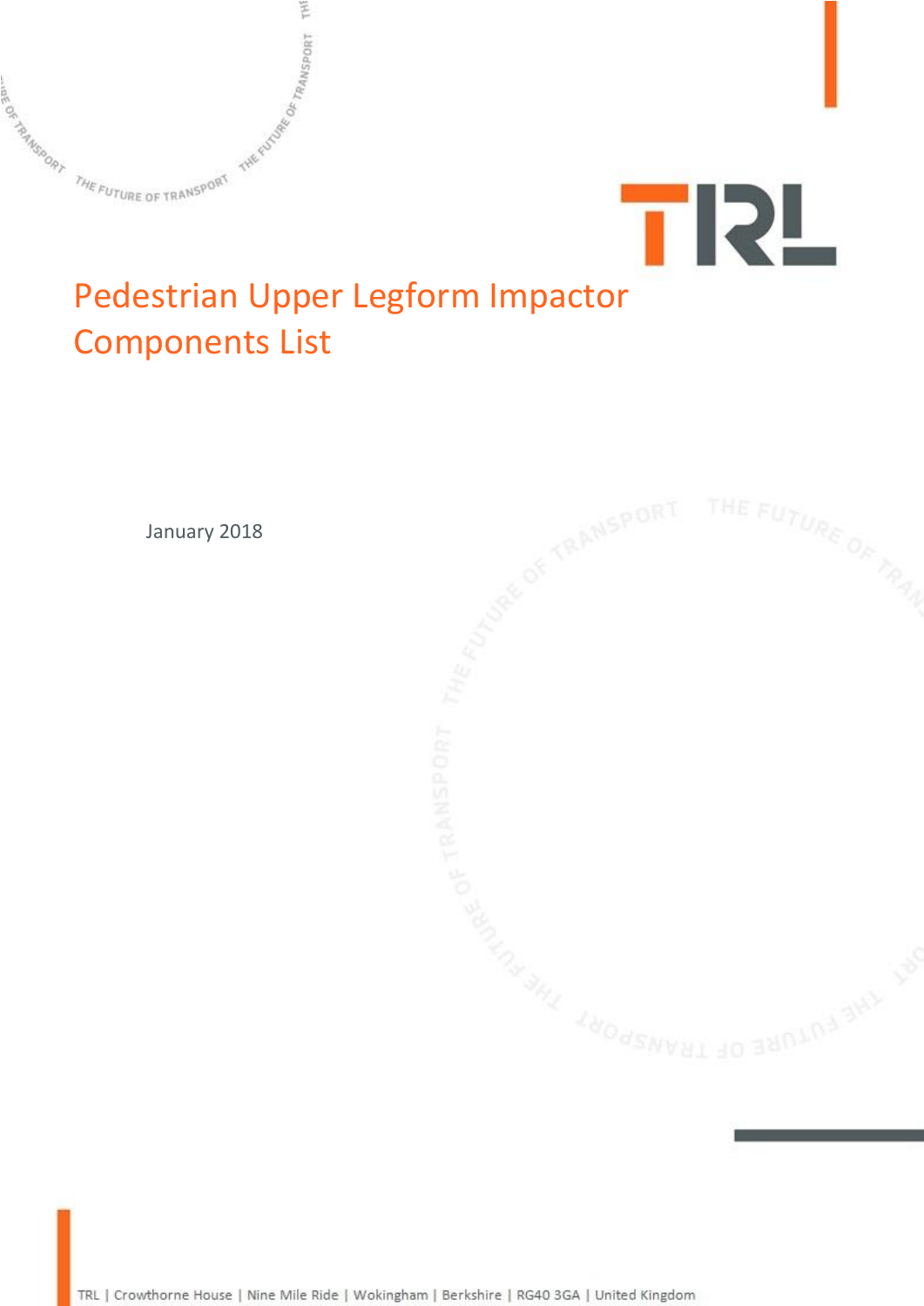# Pedestrian Upper Legform Impactor Components List

January 2018

TRL | Crowthorne House | Nine Mile Ride | Wokingham | Berkshire | RG40 3GA | United Kingdom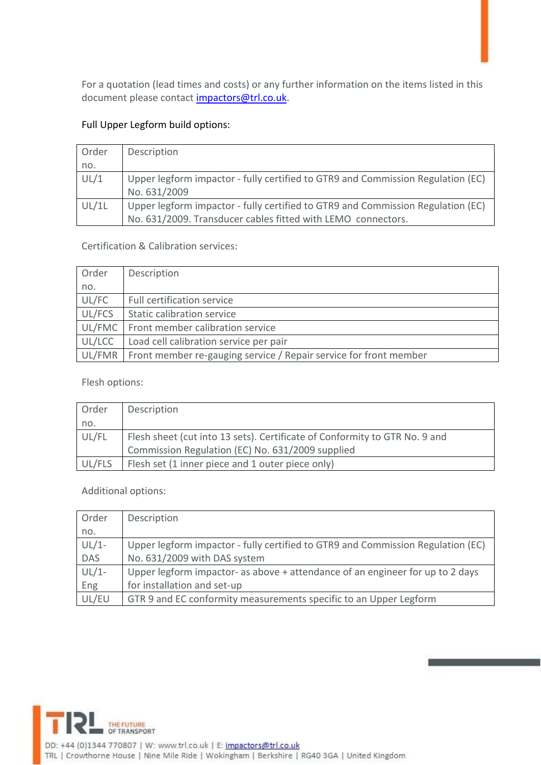For a quotation (lead times and costs) or any further information on the items listed in this document please contact [impactors@trl.co.uk](mailto:impactors@trl.co.uk).

Full Upper Legform build options:

| Order no. | Description |
|---|---|
| UL/1 | Upper legform impactor - fully certified to GTR9 and Commission Regulation (EC) No. 631/2009 |
| UL/1L | Upper legform impactor - fully certified to GTR9 and Commission Regulation (EC) No. 631/2009. Transducer cables fitted with LEMO connectors. |

Certification & Calibration services:

| Order no. | Description |
|---|---|
| UL/FC | Full certification service |
| UL/FCS | Static calibration service |
| UL/FMC | Front member calibration service |
| UL/LCC | Load cell calibration service per pair |
| UL/FMR | Front member re-gauging service / Repair service for front member |

Flesh options:

| Order no. | Description |
|---|---|
| UL/FL | Flesh sheet (cut into 13 sets). Certificate of Conformity to GTR No. 9 and Commission Regulation (EC) No. 631/2009 supplied |
| UL/FLS | Flesh set (1 inner piece and 1 outer piece only) |

Additional options:

| Order no. | Description |
|---|---|
| UL/1-DAS | Upper legform impactor - fully certified to GTR9 and Commission Regulation (EC) No. 631/2009 with DAS system |
| UL/1-Eng | Upper legform impactor- as above + attendance of an engineer for up to 2 days for installation and set-up |
| UL/EU | GTR 9 and EC conformity measurements specific to an Upper Legform |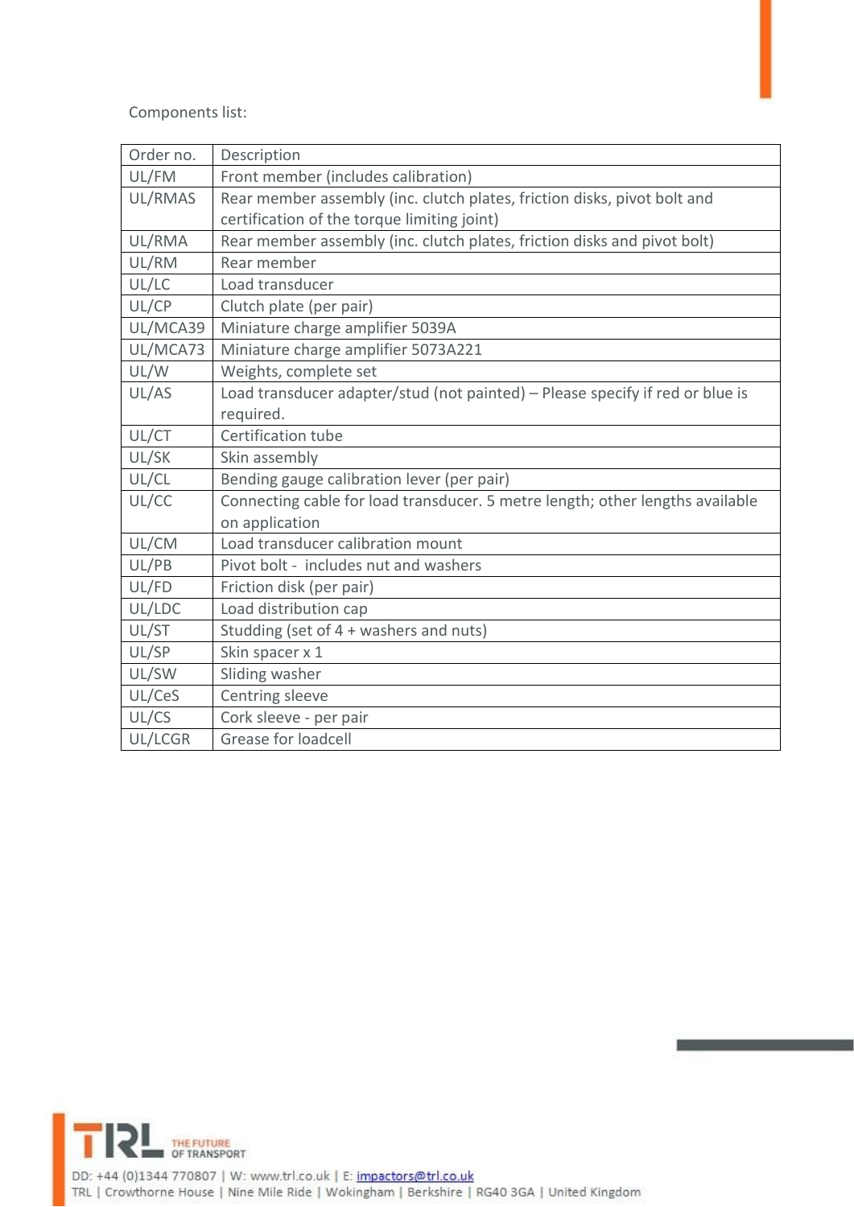Components list:

| Order no. | Description |
|---|---|
| UL/FM | Front member (includes calibration) |
| UL/RMAS | Rear member assembly (inc. clutch plates, friction disks, pivot bolt and certification of the torque limiting joint) |
| UL/RMA | Rear member assembly (inc. clutch plates, friction disks and pivot bolt) |
| UL/RM | Rear member |
| UL/LC | Load transducer |
| UL/CP | Clutch plate (per pair) |
| UL/MCA39 | Miniature charge amplifier 5039A |
| UL/MCA73 | Miniature charge amplifier 5073A221 |
| UL/W | Weights, complete set |
| UL/AS | Load transducer adapter/stud (not painted) – Please specify if red or blue is required. |
| UL/CT | Certification tube |
| UL/SK | Skin assembly |
| UL/CL | Bending gauge calibration lever (per pair) |
| UL/CC | Connecting cable for load transducer. 5 metre length; other lengths available on application |
| UL/CM | Load transducer calibration mount |
| UL/PB | Pivot bolt - includes nut and washers |
| UL/FD | Friction disk (per pair) |
| UL/LDC | Load distribution cap |
| UL/ST | Studding (set of 4 + washers and nuts) |
| UL/SP | Skin spacer x 1 |
| UL/SW | Sliding washer |
| UL/CeS | Centring sleeve |
| UL/CS | Cork sleeve - per pair |
| UL/LCGR | Grease for loadcell |

TRL THE FUTURE OF TRANSPORT

DD: +44 (0)1344 770807 | W: www.trl.co.uk | E: impactors@trl.co.uk
TRL | Crowthorne House | Nine Mile Ride | Wokingham | Berkshire | RG40 3GA | United Kingdom